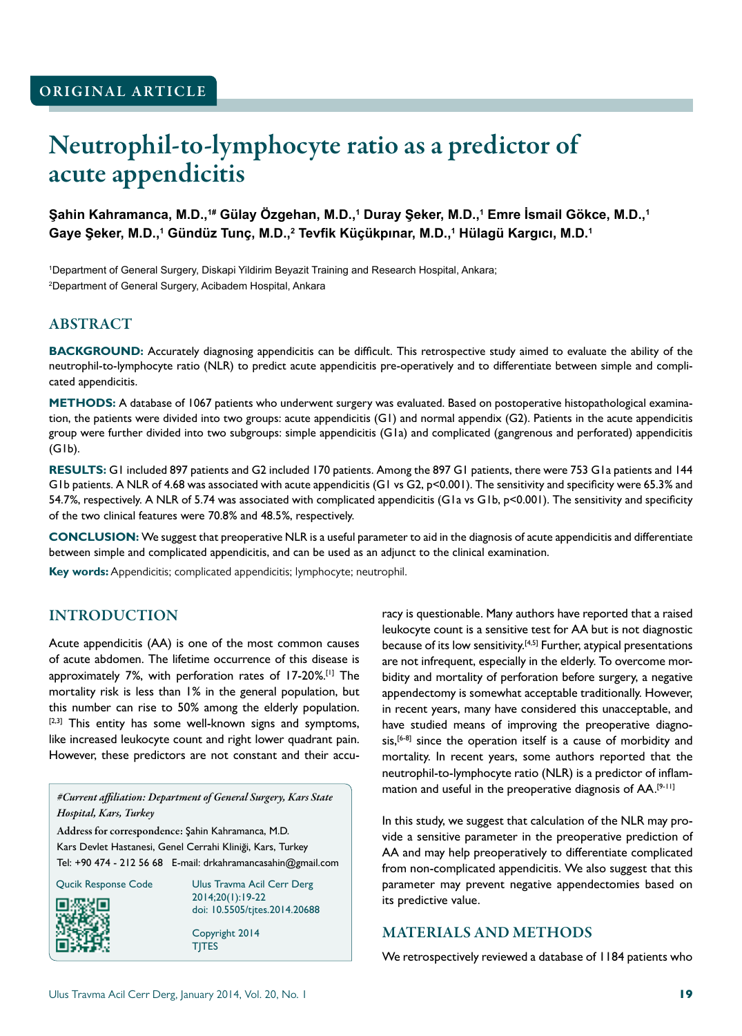ORIGINAL ARTICLE

# Neutrophil-to-lymphocyte ratio as a predictor of acute appendicitis

**Şahin Kahramanca, M.D.,[1#] Gülay Özgehan, M.D.,[1] Duray Şeker, M.D.,[1] Emre İsmail Gökce, M.D.,[1] Gaye Şeker, M.D.,[1] Gündüz Tunç, M.D.,[2] Tevfik Küçükpınar, M.D.,[1] Hülagü Kargıcı, M.D.[1]**

[1]Department of General Surgery, Diskapi Yildirim Beyazit Training and Research Hospital, Ankara;
[2]Department of General Surgery, Acibadem Hospital, Ankara

## ABSTRACT

**BACKGROUND:** Accurately diagnosing appendicitis can be difficult. This retrospective study aimed to evaluate the ability of the neutrophil-to-lymphocyte ratio (NLR) to predict acute appendicitis pre-operatively and to differentiate between simple and complicated appendicitis.

**METHODS:** A database of 1067 patients who underwent surgery was evaluated. Based on postoperative histopathological examination, the patients were divided into two groups: acute appendicitis (G1) and normal appendix (G2). Patients in the acute appendicitis group were further divided into two subgroups: simple appendicitis (G1a) and complicated (gangrenous and perforated) appendicitis (G1b).

**RESULTS:** G1 included 897 patients and G2 included 170 patients. Among the 897 G1 patients, there were 753 G1a patients and 144 G1b patients. A NLR of 4.68 was associated with acute appendicitis (G1 vs G2, $p<0.001$). The sensitivity and specificity were 65.3% and 54.7%, respectively. A NLR of 5.74 was associated with complicated appendicitis (G1a vs G1b, $p<0.001$). The sensitivity and specificity of the two clinical features were 70.8% and 48.5%, respectively.

**CONCLUSION:** We suggest that preoperative NLR is a useful parameter to aid in the diagnosis of acute appendicitis and differentiate between simple and complicated appendicitis, and can be used as an adjunct to the clinical examination.

**Key words:** Appendicitis; complicated appendicitis; lymphocyte; neutrophil.

## INTRODUCTION

Acute appendicitis (AA) is one of the most common causes of acute abdomen. The lifetime occurrence of this disease is approximately 7%, with perforation rates of 17-20%.[1] The mortality risk is less than 1% in the general population, but this number can rise to 50% among the elderly population.[2,3] This entity has some well-known signs and symptoms, like increased leukocyte count and right lower quadrant pain. However, these predictors are not constant and their accuracy is questionable. Many authors have reported that a raised leukocyte count is a sensitive test for AA but is not diagnostic because of its low sensitivity.[4,5] Further, atypical presentations are not infrequent, especially in the elderly. To overcome morbidity and mortality of perforation before surgery, a negative appendectomy is somewhat acceptable traditionally. However, in recent years, many have considered this unacceptable, and have studied means of improving the preoperative diagnosis,[6-8] since the operation itself is a cause of morbidity and mortality. In recent years, some authors reported that the neutrophil-to-lymphocyte ratio (NLR) is a predictor of inflammation and useful in the preoperative diagnosis of AA.[9-11]

In this study, we suggest that calculation of the NLR may provide a sensitive parameter in the preoperative prediction of AA and may help preoperatively to differentiate complicated from non-complicated appendicitis. We also suggest that this parameter may prevent negative appendectomies based on its predictive value.

*#Current affiliation: Department of General Surgery, Kars State Hospital, Kars, Turkey*

Address for correspondence: Şahin Kahramanca, M.D.
Kars Devlet Hastanesi, Genel Cerrahi Kliniği, Kars, Turkey
Tel: +90 474 - 212 56 68 E-mail: drkahramancasahin@gmail.com

Qucik Response Code

Ulus Travma Acil Cerr Derg
2014;20(1):19-22
doi: 10.5505/tjtes.2014.20688

Copyright 2014
TJTES

## MATERIALS AND METHODS

We retrospectively reviewed a database of 1184 patients who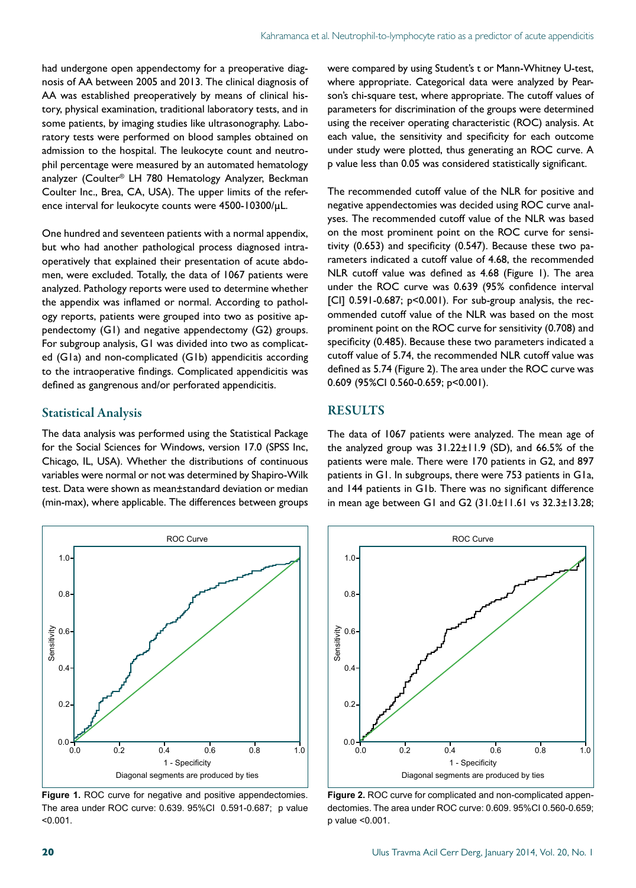had undergone open appendectomy for a preoperative diagnosis of AA between 2005 and 2013. The clinical diagnosis of AA was established preoperatively by means of clinical history, physical examination, traditional laboratory tests, and in some patients, by imaging studies like ultrasonography. Laboratory tests were performed on blood samples obtained on admission to the hospital. The leukocyte count and neutrophil percentage were measured by an automated hematology analyzer (Coulter® LH 780 Hematology Analyzer, Beckman Coulter Inc., Brea, CA, USA). The upper limits of the reference interval for leukocyte counts were 4500-10300/µL.

One hundred and seventeen patients with a normal appendix, but who had another pathological process diagnosed intraoperatively that explained their presentation of acute abdomen, were excluded. Totally, the data of 1067 patients were analyzed. Pathology reports were used to determine whether the appendix was inflamed or normal. According to pathology reports, patients were grouped into two as positive appendectomy (G1) and negative appendectomy (G2) groups. For subgroup analysis, G1 was divided into two as complicated (G1a) and non-complicated (G1b) appendicitis according to the intraoperative findings. Complicated appendicitis was defined as gangrenous and/or perforated appendicitis.

## Statistical Analysis

The data analysis was performed using the Statistical Package for the Social Sciences for Windows, version 17.0 (SPSS Inc, Chicago, IL, USA). Whether the distributions of continuous variables were normal or not was determined by Shapiro-Wilk test. Data were shown as mean±standard deviation or median (min-max), where applicable. The differences between groups were compared by using Student's t or Mann-Whitney U-test, where appropriate. Categorical data were analyzed by Pearson's chi-square test, where appropriate. The cutoff values of parameters for discrimination of the groups were determined using the receiver operating characteristic (ROC) analysis. At each value, the sensitivity and specificity for each outcome under study were plotted, thus generating an ROC curve. A p value less than 0.05 was considered statistically significant.

The recommended cutoff value of the NLR for positive and negative appendectomies was decided using ROC curve analyses. The recommended cutoff value of the NLR was based on the most prominent point on the ROC curve for sensitivity (0.653) and specificity (0.547). Because these two parameters indicated a cutoff value of 4.68, the recommended NLR cutoff value was defined as 4.68 (Figure 1). The area under the ROC curve was 0.639 (95% confidence interval [CI] 0.591-0.687; p<0.001). For sub-group analysis, the recommended cutoff value of the NLR was based on the most prominent point on the ROC curve for sensitivity (0.708) and specificity (0.485). Because these two parameters indicated a cutoff value of 5.74, the recommended NLR cutoff value was defined as 5.74 (Figure 2). The area under the ROC curve was 0.609 (95%CI 0.560-0.659; p<0.001).

## RESULTS

The data of 1067 patients were analyzed. The mean age of the analyzed group was 31.22±11.9 (SD), and 66.5% of the patients were male. There were 170 patients in G2, and 897 patients in G1. In subgroups, there were 753 patients in G1a, and 144 patients in G1b. There was no significant difference in mean age between G1 and G2 (31.0±11.61 vs 32.3±13.28;

**Figure 1.** ROC curve for negative and positive appendectomies. The area under ROC curve: 0.639. 95%CI 0.591-0.687; p value <0.001.

**Figure 2.** ROC curve for complicated and non-complicated appendectomies. The area under ROC curve: 0.609. 95%CI 0.560-0.659; p value <0.001.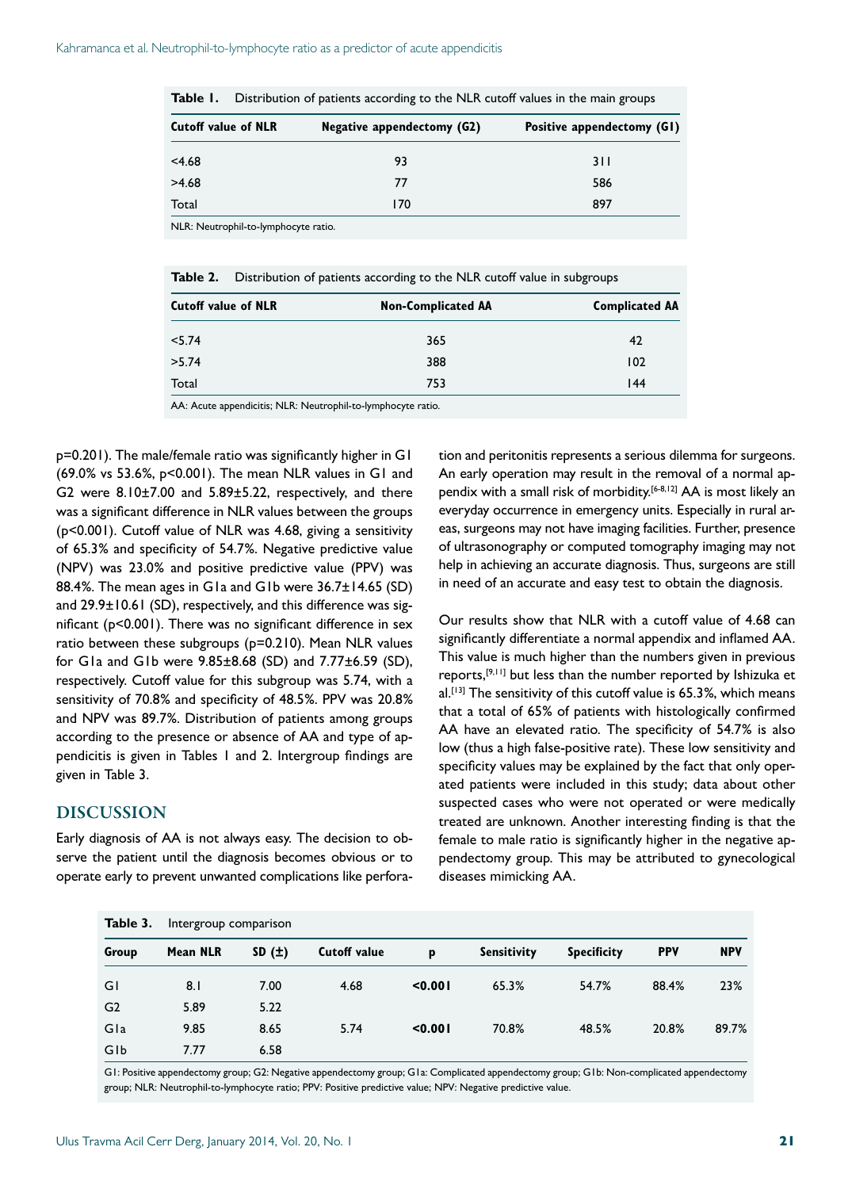**Table 1.** Distribution of patients according to the NLR cutoff values in the main groups

| Cutoff value of NLR | Negative appendectomy (G2) | Positive appendectomy (G1) |
|---|---|---|
| <4.68 | 93 | 311 |
| >4.68 | 77 | 586 |
| Total | 170 | 897 |

NLR: Neutrophil-to-lymphocyte ratio.

**Table 2.** Distribution of patients according to the NLR cutoff value in subgroups

| Cutoff value of NLR | Non-Complicated AA | Complicated AA |
|---|---|---|
| <5.74 | 365 | 42 |
| >5.74 | 388 | 102 |
| Total | 753 | 144 |

AA: Acute appendicitis; NLR: Neutrophil-to-lymphocyte ratio.

p=0.201). The male/female ratio was significantly higher in G1 (69.0% vs 53.6%, p<0.001). The mean NLR values in G1 and G2 were 8.10±7.00 and 5.89±5.22, respectively, and there was a significant difference in NLR values between the groups (p<0.001). Cutoff value of NLR was 4.68, giving a sensitivity of 65.3% and specificity of 54.7%. Negative predictive value (NPV) was 23.0% and positive predictive value (PPV) was 88.4%. The mean ages in G1a and G1b were 36.7±14.65 (SD) and 29.9±10.61 (SD), respectively, and this difference was significant (p<0.001). There was no significant difference in sex ratio between these subgroups (p=0.210). Mean NLR values for G1a and G1b were 9.85±8.68 (SD) and 7.77±6.59 (SD), respectively. Cutoff value for this subgroup was 5.74, with a sensitivity of 70.8% and specificity of 48.5%. PPV was 20.8% and NPV was 89.7%. Distribution of patients among groups according to the presence or absence of AA and type of appendicitis is given in Tables 1 and 2. Intergroup findings are given in Table 3.

## DISCUSSION

Early diagnosis of AA is not always easy. The decision to observe the patient until the diagnosis becomes obvious or to operate early to prevent unwanted complications like perforation and peritonitis represents a serious dilemma for surgeons. An early operation may result in the removal of a normal appendix with a small risk of morbidity.[6-8,12] AA is most likely an everyday occurrence in emergency units. Especially in rural areas, surgeons may not have imaging facilities. Further, presence of ultrasonography or computed tomography imaging may not help in achieving an accurate diagnosis. Thus, surgeons are still in need of an accurate and easy test to obtain the diagnosis.

Our results show that NLR with a cutoff value of 4.68 can significantly differentiate a normal appendix and inflamed AA. This value is much higher than the numbers given in previous reports,[9,11] but less than the number reported by Ishizuka et al.[13] The sensitivity of this cutoff value is 65.3%, which means that a total of 65% of patients with histologically confirmed AA have an elevated ratio. The specificity of 54.7% is also low (thus a high false-positive rate). These low sensitivity and specificity values may be explained by the fact that only operated patients were included in this study; data about other suspected cases who were not operated or were medically treated are unknown. Another interesting finding is that the female to male ratio is significantly higher in the negative appendectomy group. This may be attributed to gynecological diseases mimicking AA.

**Table 3.** Intergroup comparison

| Group | Mean NLR | SD (±) | Cutoff value | p | Sensitivity | Specificity | PPV | NPV |
|---|---|---|---|---|---|---|---|---|
| G1 | 8.1 | 7.00 | 4.68 | **<0.001** | 65.3% | 54.7% | 88.4% | 23% |
| G2 | 5.89 | 5.22 | | | | | | |
| G1a | 9.85 | 8.65 | 5.74 | **<0.001** | 70.8% | 48.5% | 20.8% | 89.7% |
| G1b | 7.77 | 6.58 | | | | | | |

G1: Positive appendectomy group; G2: Negative appendectomy group; G1a: Complicated appendectomy group; G1b: Non-complicated appendectomy group; NLR: Neutrophil-to-lymphocyte ratio; PPV: Positive predictive value; NPV: Negative predictive value.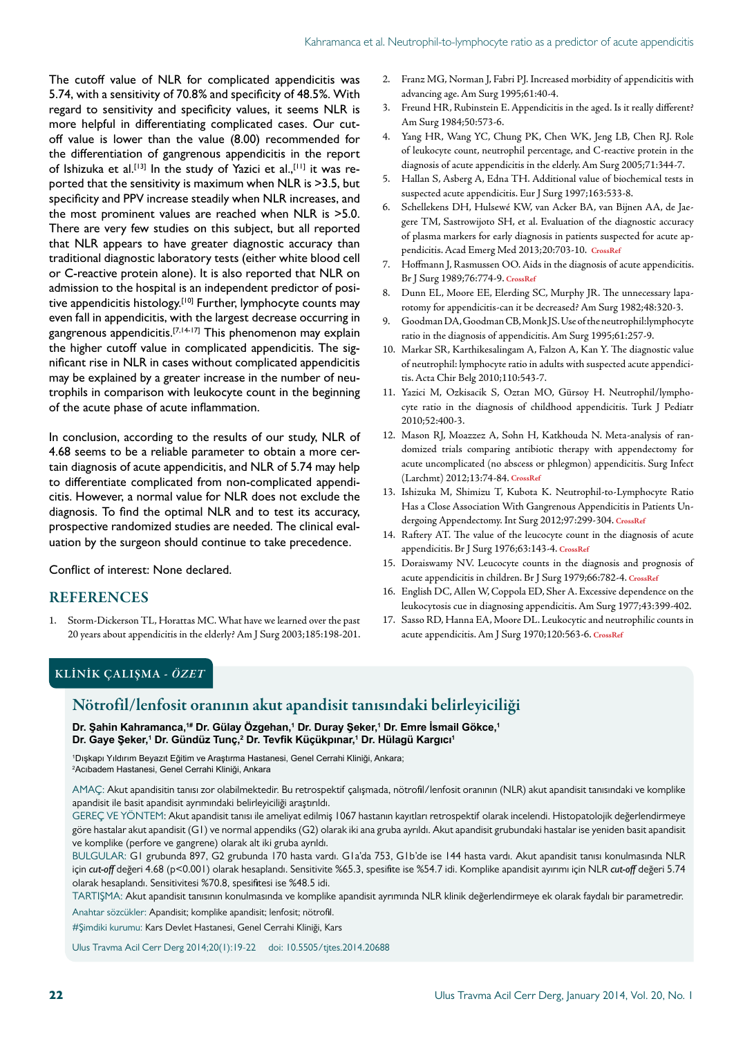The cutoff value of NLR for complicated appendicitis was 5.74, with a sensitivity of 70.8% and specificity of 48.5%. With regard to sensitivity and specificity values, it seems NLR is more helpful in differentiating complicated cases. Our cut-off value is lower than the value (8.00) recommended for the differentiation of gangrenous appendicitis in the report of Ishizuka et al.[13] In the study of Yazici et al.,[11] it was reported that the sensitivity is maximum when NLR is >3.5, but specificity and PPV increase steadily when NLR increases, and the most prominent values are reached when NLR is >5.0. There are very few studies on this subject, but all reported that NLR appears to have greater diagnostic accuracy than traditional diagnostic laboratory tests (either white blood cell or C-reactive protein alone). It is also reported that NLR on admission to the hospital is an independent predictor of positive appendicitis histology.[10] Further, lymphocyte counts may even fall in appendicitis, with the largest decrease occurring in gangrenous appendicitis.[7,14-17] This phenomenon may explain the higher cutoff value in complicated appendicitis. The significant rise in NLR in cases without complicated appendicitis may be explained by a greater increase in the number of neutrophils in comparison with leukocyte count in the beginning of the acute phase of acute inflammation.

In conclusion, according to the results of our study, NLR of 4.68 seems to be a reliable parameter to obtain a more certain diagnosis of acute appendicitis, and NLR of 5.74 may help to differentiate complicated from non-complicated appendicitis. However, a normal value for NLR does not exclude the diagnosis. To find the optimal NLR and to test its accuracy, prospective randomized studies are needed. The clinical evaluation by the surgeon should continue to take precedence.

Conflict of interest: None declared.

## REFERENCES

1. Storm-Dickerson TL, Horattas MC. What have we learned over the past 20 years about appendicitis in the elderly? Am J Surg 2003;185:198-201.
2. Franz MG, Norman J, Fabri PJ. Increased morbidity of appendicitis with advancing age. Am Surg 1995;61:40-4.
3. Freund HR, Rubinstein E. Appendicitis in the aged. Is it really different? Am Surg 1984;50:573-6.
4. Yang HR, Wang YC, Chung PK, Chen WK, Jeng LB, Chen RJ. Role of leukocyte count, neutrophil percentage, and C-reactive protein in the diagnosis of acute appendicitis in the elderly. Am Surg 2005;71:344-7.
5. Hallan S, Asberg A, Edna TH. Additional value of biochemical tests in suspected acute appendicitis. Eur J Surg 1997;163:533-8.
6. Schellekens DH, Hulsewé KW, van Acker BA, van Bijnen AA, de Jaegere TM, Sastrowijoto SH, et al. Evaluation of the diagnostic accuracy of plasma markers for early diagnosis in patients suspected for acute appendicitis. Acad Emerg Med 2013;20:703-10. CrossRef
7. Hoffmann J, Rasmussen OO. Aids in the diagnosis of acute appendicitis. Br J Surg 1989;76:774-9. CrossRef
8. Dunn EL, Moore EE, Elerding SC, Murphy JR. The unnecessary laparotomy for appendicitis-can it be decreased? Am Surg 1982;48:320-3.
9. Goodman DA, Goodman CB, Monk JS. Use of the neutrophil:lymphocyte ratio in the diagnosis of appendicitis. Am Surg 1995;61:257-9.
10. Markar SR, Karthikesalingam A, Falzon A, Kan Y. The diagnostic value of neutrophil: lymphocyte ratio in adults with suspected acute appendicitis. Acta Chir Belg 2010;110:543-7.
11. Yazici M, Ozkisacik S, Oztan MO, Gürsoy H. Neutrophil/lymphocyte ratio in the diagnosis of childhood appendicitis. Turk J Pediatr 2010;52:400-3.
12. Mason RJ, Moazzez A, Sohn H, Katkhouda N. Meta-analysis of randomized trials comparing antibiotic therapy with appendectomy for acute uncomplicated (no abscess or phlegmon) appendicitis. Surg Infect (Larchmt) 2012;13:74-84. CrossRef
13. Ishizuka M, Shimizu T, Kubota K. Neutrophil-to-Lymphocyte Ratio Has a Close Association With Gangrenous Appendicitis in Patients Undergoing Appendectomy. Int Surg 2012;97:299-304. CrossRef
14. Raftery AT. The value of the leucocyte count in the diagnosis of acute appendicitis. Br J Surg 1976;63:143-4. CrossRef
15. Doraiswamy NV. Leucocyte counts in the diagnosis and prognosis of acute appendicitis in children. Br J Surg 1979;66:782-4. CrossRef
16. English DC, Allen W, Coppola ED, Sher A. Excessive dependence on the leukocytosis cue in diagnosing appendicitis. Am Surg 1977;43:399-402.
17. Sasso RD, Hanna EA, Moore DL. Leukocytic and neutrophilic counts in acute appendicitis. Am J Surg 1970;120:563-6. CrossRef

KLİNİK ÇALIŞMA - *ÖZET*

## Nötrofil/lenfosit oranının akut apandisit tanısındaki belirleyiciliği

**Dr. Şahin Kahramanca,[1#] Dr. Gülay Özgehan,[1] Dr. Duray Şeker,[1] Dr. Emre İsmail Gökce,[1] Dr. Gaye Şeker,[1] Dr. Gündüz Tunç,[2] Dr. Tevfik Küçükpınar,[1] Dr. Hülagü Kargıcı[1]**

[1]Dışkapı Yıldırım Beyazıt Eğitim ve Araştırma Hastanesi, Genel Cerrahi Kliniği, Ankara;
[2]Acıbadem Hastanesi, Genel Cerrahi Kliniği, Ankara

AMAÇ: Akut apandisitin tanısı zor olabilmektedir. Bu retrospektif çalışmada, nötrofil/lenfosit oranının (NLR) akut apandisit tanısındaki ve komplike apandisit ile basit apandisit ayrımındaki belirleyiciliği araştırıldı.

GEREÇ VE YÖNTEM: Akut apandisit tanısı ile ameliyat edilmiş 1067 hastanın kayıtları retrospektif olarak incelendi. Histopatolojik değerlendirmeye göre hastalar akut apandisit (G1) ve normal appendiks (G2) olarak iki ana gruba ayrıldı. Akut apandisit grubundaki hastalar ise yeniden basit apandisit ve komplike (perfore ve gangrene) olarak alt iki gruba ayrıldı.

BULGULAR: G1 grubunda 897, G2 grubunda 170 hasta vardı. G1a'da 753, G1b'de ise 144 hasta vardı. Akut apandisit tanısı konulmasında NLR için *cut-off* değeri 4.68 (p<0.001) olarak hesaplandı. Sensitivite %65.3, spesifite ise %54.7 idi. Komplike apandisit ayırımı için NLR *cut-off* değeri 5.74 olarak hesaplandı. Sensitivitesi %70.8, spesifitesi ise %48.5 idi.

TARTIŞMA: Akut apandisit tanısının konulmasında ve komplike apandisit ayrımında NLR klinik değerlendirmeye ek olarak faydalı bir parametredir.

Anahtar sözcükler: Apandisit; komplike apandisit; lenfosit; nötrofil.

#Şimdiki kurumu: Kars Devlet Hastanesi, Genel Cerrahi Kliniği, Kars

Ulus Travma Acil Cerr Derg 2014;20(1):19-22 doi: 10.5505/tjes.2014.20688